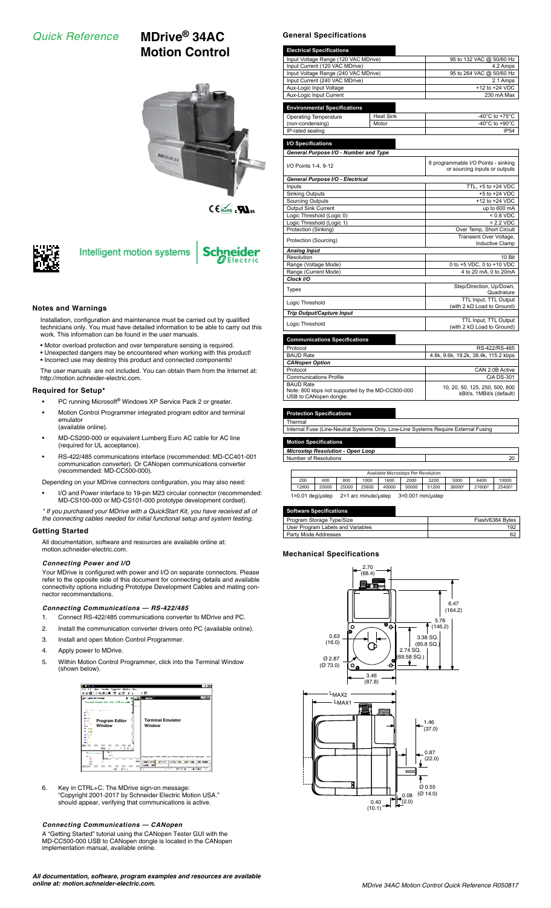# Quick Reference

# MDrive® 34AC Motion Control

Intelligent motion systems | Schneider Electric

## Notes and Warnings

Installation, configuration and maintenance must be carried out by qualified technicians only. You must have detailed information to be able to carry out this work. This information can be found in the user manuals.

- Motor overload protection and over temperature sensing is required.
- Unexpected dangers may be encountered when working with this product!
- Incorrect use may destroy this product and connected components!

The user manuals are not included. You can obtain them from the Internet at: http://motion.schneider-electric.com.

## Required for Setup*

- PC running Microsoft® Windows XP Service Pack 2 or greater.
- Motion Control Programmer integrated program editor and terminal emulator (available online).
- MD-CS200-000 or equivalent Lumberg Euro AC cable for AC line (required for UL acceptance).
- RS-422/485 communications interface (recommended: MD-CC401-001 communication converter). Or CANopen communications converter (recommended: MD-CC500-000).

Depending on your MDrive connectors configuration, you may also need:

- I/O and Power interface to 19-pin M23 circular connector (recommended: MD-CS100-000 or MD-CS101-000 prototype development cordset).

*\* If you purchased your MDrive with a QuickStart Kit, you have received all of the connecting cables needed for initial functional setup and system testing.*

## Getting Started

All documentation, software and resources are available online at: motion.schneider-electric.com.

### *Connecting Power and I/O*

Your MDrive is configured with power and I/O on separate connectors. Please refer to the opposite side of this document for connecting details and available connectivity options including Prototype Development Cables and mating connector recommendations.

### *Connecting Communications — RS-422/485*

1. Connect RS-422/485 communications converter to MDrive and PC.
2. Install the communication converter drivers onto PC (available online).
3. Install and open Motion Control Programmer.
4. Apply power to MDrive.
5. Within Motion Control Programmer, click into the Terminal Window (shown below).

Program Editor Window | Terminal Emulator Window

6. Key in CTRL+C. The MDrive sign-on message: "Copyright 2001-2017 by Schneider Electric Motion USA." should appear, verifying that communications is active.

### *Connecting Communications — CANopen*

A "Getting Started" tutorial using the CANopen Tester GUI with the MD-CC500-000 USB to CANopen dongle is located in the CANopen implementation manual, available online.

## General Specifications

| Electrical Specifications | |
|---|---|
| Input Voltage Range (120 VAC MDrive) | 95 to 132 VAC @ 50/60 Hz |
| Input Current (120 VAC MDrive) | 4.2 Amps |
| Input Voltage Range (240 VAC MDrive) | 95 to 264 VAC @ 50/60 Hz |
| Input Current (240 VAC MDrive) | 2.1 Amps |
| Aux-Logic Input Voltage | +12 to +24 VDC |
| Aux-Logic Input Current | 230 mA Max |

| Environmental Specifications | | |
|---|---|---|
| Operating Temperature (non-condensing) | Heat Sink | -40°C to +75°C |
| | Motor | -40°C to +90°C |
| IP-rated sealing | | IP54 |

| I/O Specifications | |
|---|---|
| ***General Purpose I/O - Number and Type*** | |
| I/O Points 1-4, 9-12 | 8 programmable I/O Points - sinking or sourcing inputs or outputs |
| ***General Purpose I/O - Electrical*** | |
| Inputs | TTL, +5 to +24 VDC |
| Sinking Outputs | +5 to +24 VDC |
| Sourcing Outputs | +12 to +24 VDC |
| Output Sink Current | up to 600 mA |
| Logic Threshold (Logic 0) | < 0.8 VDC |
| Logic Threshold (Logic 1) | > 2.2 VDC |
| Protection (Sinking) | Over Temp, Short Circuit |
| Protection (Sourcing) | Transient Over Voltage, Inductive Clamp |
| ***Analog Input*** | |
| Resolution | 10 Bit |
| Range (Voltage Mode) | 0 to +5 VDC, 0 to +10 VDC |
| Range (Current Mode) | 4 to 20 mA, 0 to 20mA |
| ***Clock I/O*** | |
| Types | Step/Direction, Up/Down, Quadrature |
| Logic Threshold | TTL Input, TTL Output (with 2 kΩ Load to Ground) |
| ***Trip Output/Capture Input*** | |
| Logic Threshold | TTL Input, TTL Output (with 2 kΩ Load to Ground) |

| Communications Specifications | |
|---|---|
| Protocol | RS-422/RS-485 |
| BAUD Rate | 4.8k, 9.6k, 19.2k, 38.4k, 115.2 kbps |
| ***CANopen Option*** | |
| Protocol | CAN 2.0B Active |
| Communications Profile | CiA DS-301 |
| BAUD Rate<br>Note: 800 kbps not supported by the MD-CC500-000 USB to CANopen dongle. | 10, 20, 50, 125, 250, 500, 800 kBit/s, 1MBit/s (default) |

| Protection Specifications |
|---|
| Thermal |
| Internal Fuse (Line-Neutral Systems Only, Line-Line Systems Require External Fusing |

| Motion Specifications | |
|---|---|
| ***Microstep Resolution - Open Loop*** | |
| Number of Resolutions | 20 |

| Available Microsteps Per Revolution | | | | | | | | | |
|---|---|---|---|---|---|---|---|---|---|
| 200 | 400 | 800 | 1000 | 1600 | 2000 | 3200 | 5000 | 6400 | 10000 |
| 12800 | 20000 | 25000 | 25600 | 40000 | 50000 | 51200 | 36000[1] | 21600[2] | 25400[3] |

1=0.01 deg/µstep  2=1 arc minute/µstep  3=0.001 mm/µstep

| Software Specifications | |
|---|---|
| Program Storage Type/Size | Flash/6384 Bytes |
| User Program Labels and Variables | 192 |
| Party Mode Addresses | 62 |

## Mechanical Specifications

Dimensions in inches (mm): 2.70 (68.4); 6.47 (164.2); 5.76 (146.2); 3.38 SQ. (85.8 SQ.); 2.74 SQ. (69.58 SQ.); 0.63 (16.0); Ø 2.87 (Ø 73.0); 3.46 (87.8); LMAX2; LMAX1; 1.46 (37.0); 0.87 (22.0); Ø 0.55 (Ø 14.0); 0.08 (2.0); 0.40 (10.1)

***All documentation, software, program examples and resources are available online at: motion.schneider-electric.com.***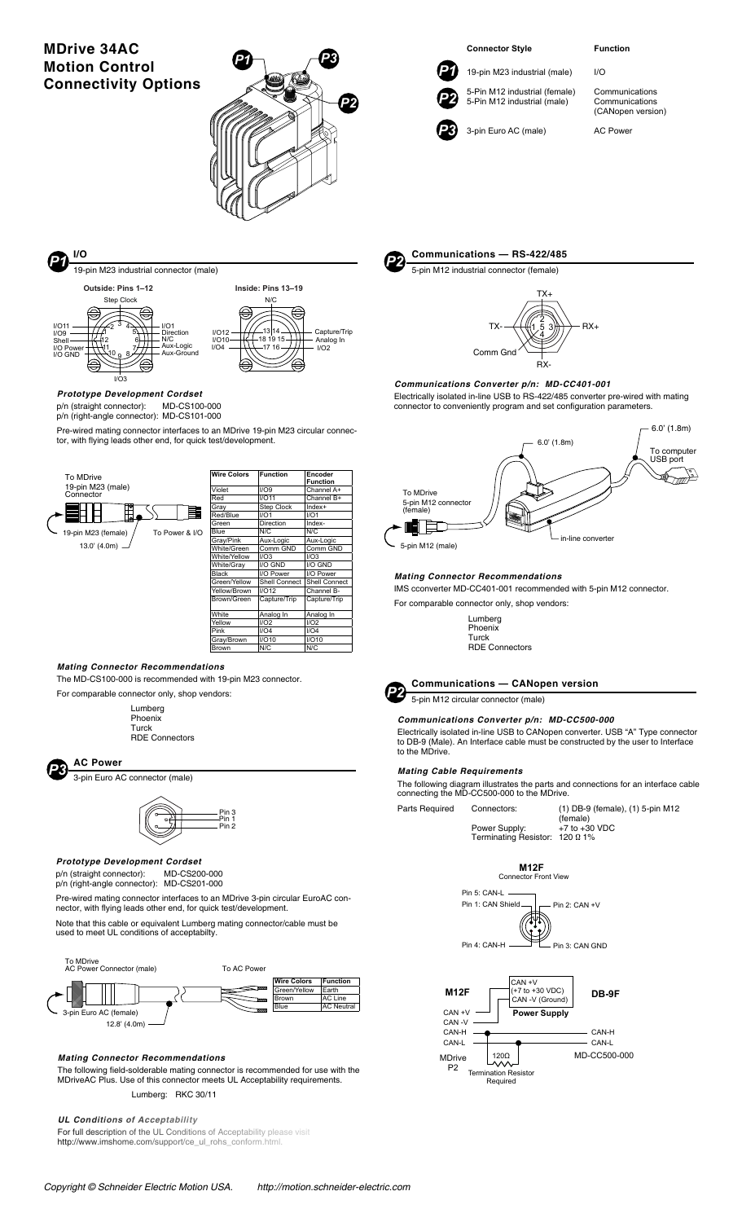# MDrive 34AC Motion Control Connectivity Options

| | Connector Style | Function |
|---|---|---|
| P1 | 19-pin M23 industrial (male) | I/O |
| P2 | 5-Pin M12 industrial (female)<br>5-Pin M12 industrial (male) | Communications<br>Communications (CANopen version) |
| P3 | 3-pin Euro AC (male) | AC Power |

## P1 I/O

19-pin M23 industrial connector (male)

Outside: Pins 1–12
Step Clock
I/O11
I/O9
Shell
I/O Power
I/O GND
I/O3
I/O1
Direction
N/C
Aux-Logic
Aux-Ground

Inside: Pins 13–19
N/C
I/O12
I/O10
I/O4
Capture/Trip
Analog In
I/O2

### *Prototype Development Cordset*

p/n (straight connector): MD-CS100-000
p/n (right-angle connector): MD-CS101-000

Pre-wired mating connector interfaces to an MDrive 19-pin M23 circular connector, with flying leads other end, for quick test/development.

To MDrive
19-pin M23 (male) Connector
19-pin M23 (female)
To Power & I/O
13.0' (4.0m)

| Wire Colors | Function | Encoder Function |
|---|---|---|
| Violet | I/O9 | Channel A+ |
| Red | I/O11 | Channel B+ |
| Gray | Step Clock | Index+ |
| Red/Blue | I/O1 | I/O1 |
| Green | Direction | Index- |
| Blue | N/C | N/C |
| Gray/Pink | Aux-Logic | Aux-Logic |
| White/Green | Comm GND | Comm GND |
| White/Yellow | I/O3 | I/O3 |
| White/Gray | I/O GND | I/O GND |
| Black | I/O Power | I/O Power |
| Green/Yellow | Shell Connect | Shell Connect |
| Yellow/Brown | I/O12 | Channel B- |
| Brown/Green | Capture/Trip | Capture/Trip |
| White | Analog In | Analog In |
| Yellow | I/O2 | I/O2 |
| Pink | I/O4 | I/O4 |
| Gray/Brown | I/O10 | I/O10 |
| Brown | N/C | N/C |

### *Mating Connector Recommendations*

The MD-CS100-000 is recommended with 19-pin M23 connector.

For comparable connector only, shop vendors:

Lumberg
Phoenix
Turck
RDE Connectors

## P3 AC Power

3-pin Euro AC connector (male)

Pin 3
Pin 1
Pin 2

### *Prototype Development Cordset*

p/n (straight connector): MD-CS200-000
p/n (right-angle connector): MD-CS201-000

Pre-wired mating connector interfaces to an MDrive 3-pin circular EuroAC connector, with flying leads other end, for quick test/development.

Note that this cable or equivalent Lumberg mating connector/cable must be used to meet UL conditions of acceptabilty.

To MDrive
AC Power Connector (male)
To AC Power
3-pin Euro AC (female)
12.8' (4.0m)

| Wire Colors | Function |
|---|---|
| Green/Yellow | Earth |
| Brown | AC Line |
| Blue | AC Neutral |

### *Mating Connector Recommendations*

The following field-solderable mating connector is recommended for use with the MDriveAC Plus. Use of this connector meets UL Acceptability requirements.

Lumberg: RKC 30/11

### *UL Conditions of Acceptability*

For full description of the UL Conditions of Acceptability please visit http://www.imshome.com/support/ce_ul_rohs_conform.html.

## P2 Communications — RS-422/485

5-pin M12 industrial connector (female)

TX+
TX-
RX+
Comm Gnd
RX-

### *Communications Converter p/n: MD-CC401-001*

Electrically isolated in-line USB to RS-422/485 converter pre-wired with mating connector to conveniently program and set configuration parameters.

6.0' (1.8m)
6.0' (1.8m)
To computer USB port
To MDrive
5-pin M12 connector (female)
in-line converter
5-pin M12 (male)

### *Mating Connector Recommendations*

IMS cconverter MD-CC401-001 recommended with 5-pin M12 connector.

For comparable connector only, shop vendors:

Lumberg
Phoenix
Turck
RDE Connectors

## P2 Communications — CANopen version

5-pin M12 circular connector (male)

### *Communications Converter p/n: MD-CC500-000*

Electrically isolated in-line USB to CANopen converter. USB "A" Type connector to DB-9 (Male). An Interface cable must be constructed by the user to Interface to the MDrive.

### *Mating Cable Requirements*

The following diagram illustrates the parts and connections for an interface cable connecting the MD-CC500-000 to the MDrive.

| | | |
|---|---|---|
| Parts Required | Connectors: | (1) DB-9 (female), (1) 5-pin M12 (female) |
| | Power Supply: | +7 to +30 VDC |
| | Terminating Resistor: | 120 Ω 1% |

**M12F**
Connector Front View

Pin 5: CAN-L
Pin 1: CAN Shield
Pin 2: CAN +V
Pin 4: CAN-H
Pin 3: CAN GND

M12F
CAN +V
CAN -V
CAN-H
CAN-L
MDrive P2
CAN +V (+7 to +30 VDC)
CAN -V (Ground)
Power Supply
120Ω
Termination Resistor Required
DB-9F
CAN-H
CAN-L
MD-CC500-000

*Copyright © Schneider Electric Motion USA.* *http://motion.schneider-electric.com*